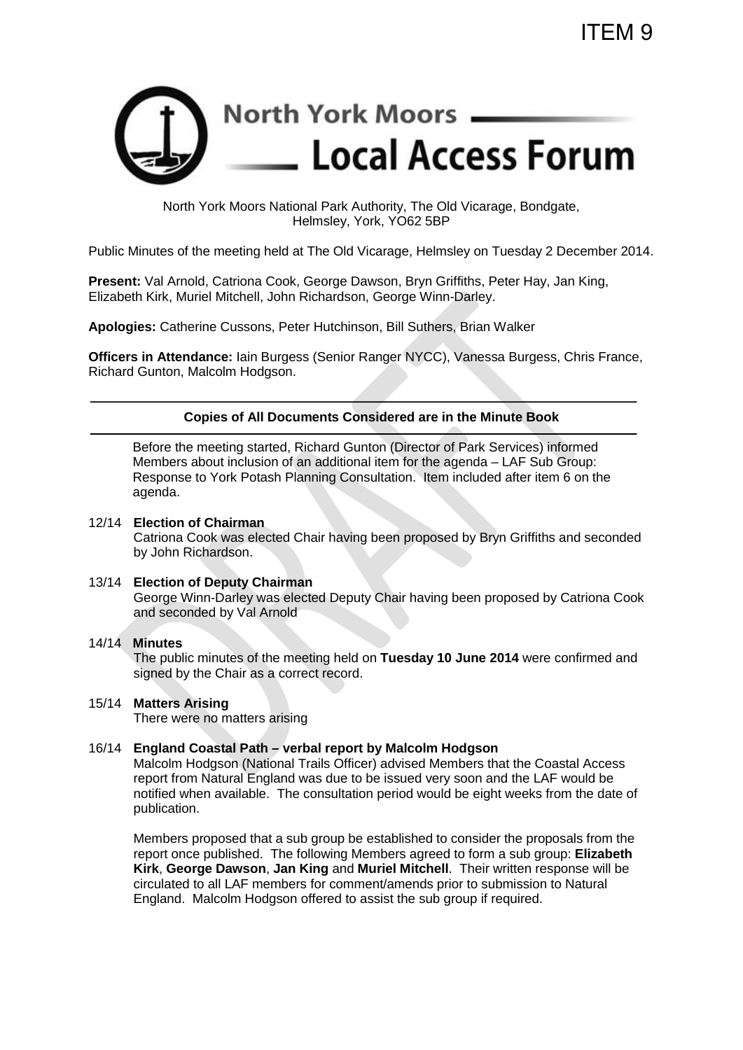ITEM 9

# North York Moors Local Access Forum

North York Moors National Park Authority, The Old Vicarage, Bondgate, Helmsley, York, YO62 5BP

Public Minutes of the meeting held at The Old Vicarage, Helmsley on Tuesday 2 December 2014.

**Present:** Val Arnold, Catriona Cook, George Dawson, Bryn Griffiths, Peter Hay, Jan King, Elizabeth Kirk, Muriel Mitchell, John Richardson, George Winn-Darley.

**Apologies:** Catherine Cussons, Peter Hutchinson, Bill Suthers, Brian Walker

**Officers in Attendance:** Iain Burgess (Senior Ranger NYCC), Vanessa Burgess, Chris France, Richard Gunton, Malcolm Hodgson.

---

**Copies of All Documents Considered are in the Minute Book**

---

Before the meeting started, Richard Gunton (Director of Park Services) informed Members about inclusion of an additional item for the agenda – LAF Sub Group: Response to York Potash Planning Consultation. Item included after item 6 on the agenda.

12/14 **Election of Chairman**

Catriona Cook was elected Chair having been proposed by Bryn Griffiths and seconded by John Richardson.

13/14 **Election of Deputy Chairman**

George Winn-Darley was elected Deputy Chair having been proposed by Catriona Cook and seconded by Val Arnold

14/14 **Minutes**

The public minutes of the meeting held on **Tuesday 10 June 2014** were confirmed and signed by the Chair as a correct record.

15/14 **Matters Arising**

There were no matters arising

16/14 **England Coastal Path – verbal report by Malcolm Hodgson**

Malcolm Hodgson (National Trails Officer) advised Members that the Coastal Access report from Natural England was due to be issued very soon and the LAF would be notified when available. The consultation period would be eight weeks from the date of publication.

Members proposed that a sub group be established to consider the proposals from the report once published. The following Members agreed to form a sub group: **Elizabeth Kirk**, **George Dawson**, **Jan King** and **Muriel Mitchell**. Their written response will be circulated to all LAF members for comment/amends prior to submission to Natural England. Malcolm Hodgson offered to assist the sub group if required.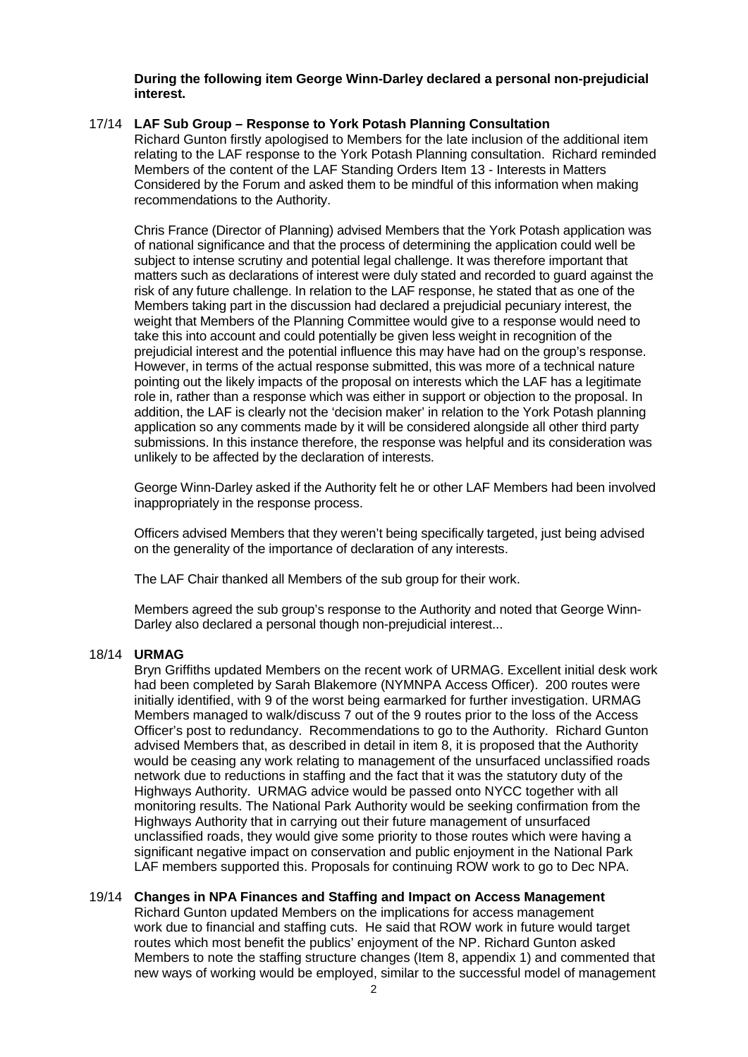**During the following item George Winn-Darley declared a personal non-prejudicial interest.**

17/14 **LAF Sub Group – Response to York Potash Planning Consultation**

Richard Gunton firstly apologised to Members for the late inclusion of the additional item relating to the LAF response to the York Potash Planning consultation. Richard reminded Members of the content of the LAF Standing Orders Item 13 - Interests in Matters Considered by the Forum and asked them to be mindful of this information when making recommendations to the Authority.

Chris France (Director of Planning) advised Members that the York Potash application was of national significance and that the process of determining the application could well be subject to intense scrutiny and potential legal challenge. It was therefore important that matters such as declarations of interest were duly stated and recorded to guard against the risk of any future challenge. In relation to the LAF response, he stated that as one of the Members taking part in the discussion had declared a prejudicial pecuniary interest, the weight that Members of the Planning Committee would give to a response would need to take this into account and could potentially be given less weight in recognition of the prejudicial interest and the potential influence this may have had on the group's response. However, in terms of the actual response submitted, this was more of a technical nature pointing out the likely impacts of the proposal on interests which the LAF has a legitimate role in, rather than a response which was either in support or objection to the proposal. In addition, the LAF is clearly not the 'decision maker' in relation to the York Potash planning application so any comments made by it will be considered alongside all other third party submissions. In this instance therefore, the response was helpful and its consideration was unlikely to be affected by the declaration of interests.

George Winn-Darley asked if the Authority felt he or other LAF Members had been involved inappropriately in the response process.

Officers advised Members that they weren't being specifically targeted, just being advised on the generality of the importance of declaration of any interests.

The LAF Chair thanked all Members of the sub group for their work.

Members agreed the sub group's response to the Authority and noted that George Winn-Darley also declared a personal though non-prejudicial interest...

18/14 **URMAG**

Bryn Griffiths updated Members on the recent work of URMAG. Excellent initial desk work had been completed by Sarah Blakemore (NYMNPA Access Officer). 200 routes were initially identified, with 9 of the worst being earmarked for further investigation. URMAG Members managed to walk/discuss 7 out of the 9 routes prior to the loss of the Access Officer's post to redundancy. Recommendations to go to the Authority. Richard Gunton advised Members that, as described in detail in item 8, it is proposed that the Authority would be ceasing any work relating to management of the unsurfaced unclassified roads network due to reductions in staffing and the fact that it was the statutory duty of the Highways Authority. URMAG advice would be passed onto NYCC together with all monitoring results. The National Park Authority would be seeking confirmation from the Highways Authority that in carrying out their future management of unsurfaced unclassified roads, they would give some priority to those routes which were having a significant negative impact on conservation and public enjoyment in the National Park LAF members supported this. Proposals for continuing ROW work to go to Dec NPA.

19/14 **Changes in NPA Finances and Staffing and Impact on Access Management**

Richard Gunton updated Members on the implications for access management work due to financial and staffing cuts. He said that ROW work in future would target routes which most benefit the publics' enjoyment of the NP. Richard Gunton asked Members to note the staffing structure changes (Item 8, appendix 1) and commented that new ways of working would be employed, similar to the successful model of management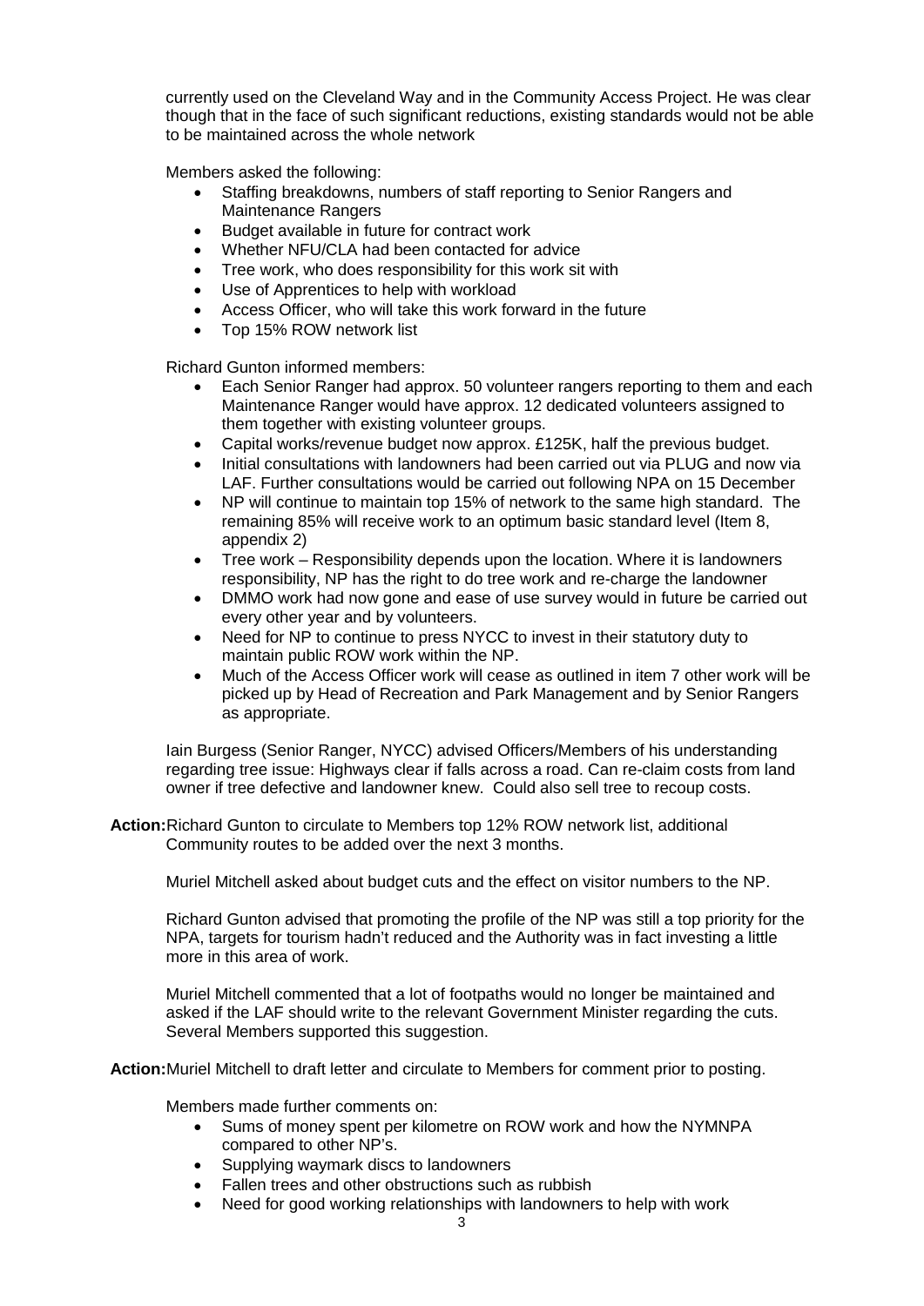currently used on the Cleveland Way and in the Community Access Project. He was clear though that in the face of such significant reductions, existing standards would not be able to be maintained across the whole network

Members asked the following:

- Staffing breakdowns, numbers of staff reporting to Senior Rangers and Maintenance Rangers
- Budget available in future for contract work
- Whether NFU/CLA had been contacted for advice
- Tree work, who does responsibility for this work sit with
- Use of Apprentices to help with workload
- Access Officer, who will take this work forward in the future
- Top 15% ROW network list

Richard Gunton informed members:

- Each Senior Ranger had approx. 50 volunteer rangers reporting to them and each Maintenance Ranger would have approx. 12 dedicated volunteers assigned to them together with existing volunteer groups.
- Capital works/revenue budget now approx. £125K, half the previous budget.
- Initial consultations with landowners had been carried out via PLUG and now via LAF. Further consultations would be carried out following NPA on 15 December
- NP will continue to maintain top 15% of network to the same high standard. The remaining 85% will receive work to an optimum basic standard level (Item 8, appendix 2)
- Tree work – Responsibility depends upon the location. Where it is landowners responsibility, NP has the right to do tree work and re-charge the landowner
- DMMO work had now gone and ease of use survey would in future be carried out every other year and by volunteers.
- Need for NP to continue to press NYCC to invest in their statutory duty to maintain public ROW work within the NP.
- Much of the Access Officer work will cease as outlined in item 7 other work will be picked up by Head of Recreation and Park Management and by Senior Rangers as appropriate.

Iain Burgess (Senior Ranger, NYCC) advised Officers/Members of his understanding regarding tree issue: Highways clear if falls across a road. Can re-claim costs from land owner if tree defective and landowner knew. Could also sell tree to recoup costs.

**Action:** Richard Gunton to circulate to Members top 12% ROW network list, additional Community routes to be added over the next 3 months.

Muriel Mitchell asked about budget cuts and the effect on visitor numbers to the NP.

Richard Gunton advised that promoting the profile of the NP was still a top priority for the NPA, targets for tourism hadn't reduced and the Authority was in fact investing a little more in this area of work.

Muriel Mitchell commented that a lot of footpaths would no longer be maintained and asked if the LAF should write to the relevant Government Minister regarding the cuts. Several Members supported this suggestion.

**Action:** Muriel Mitchell to draft letter and circulate to Members for comment prior to posting.

Members made further comments on:

- Sums of money spent per kilometre on ROW work and how the NYMNPA compared to other NP's.
- Supplying waymark discs to landowners
- Fallen trees and other obstructions such as rubbish
- Need for good working relationships with landowners to help with work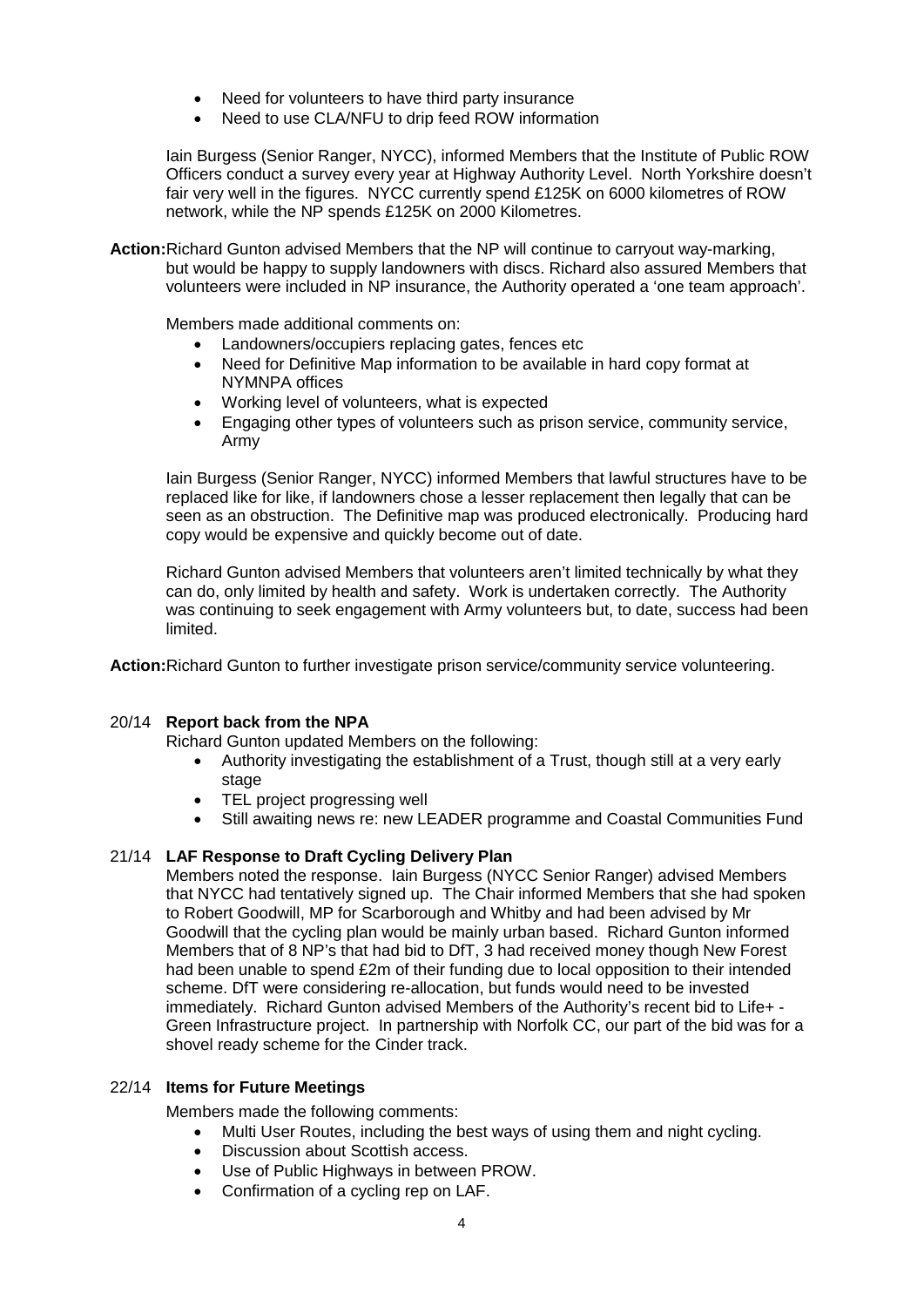- Need for volunteers to have third party insurance
- Need to use CLA/NFU to drip feed ROW information

Iain Burgess (Senior Ranger, NYCC), informed Members that the Institute of Public ROW Officers conduct a survey every year at Highway Authority Level. North Yorkshire doesn't fair very well in the figures. NYCC currently spend £125K on 6000 kilometres of ROW network, while the NP spends £125K on 2000 Kilometres.

**Action:** Richard Gunton advised Members that the NP will continue to carryout way-marking, but would be happy to supply landowners with discs. Richard also assured Members that volunteers were included in NP insurance, the Authority operated a 'one team approach'.

Members made additional comments on:

- Landowners/occupiers replacing gates, fences etc
- Need for Definitive Map information to be available in hard copy format at NYMNPA offices
- Working level of volunteers, what is expected
- Engaging other types of volunteers such as prison service, community service, Army

Iain Burgess (Senior Ranger, NYCC) informed Members that lawful structures have to be replaced like for like, if landowners chose a lesser replacement then legally that can be seen as an obstruction. The Definitive map was produced electronically. Producing hard copy would be expensive and quickly become out of date.

Richard Gunton advised Members that volunteers aren't limited technically by what they can do, only limited by health and safety. Work is undertaken correctly. The Authority was continuing to seek engagement with Army volunteers but, to date, success had been limited.

**Action:** Richard Gunton to further investigate prison service/community service volunteering.

## 20/14 Report back from the NPA

Richard Gunton updated Members on the following:

- Authority investigating the establishment of a Trust, though still at a very early stage
- TEL project progressing well
- Still awaiting news re: new LEADER programme and Coastal Communities Fund

## 21/14 LAF Response to Draft Cycling Delivery Plan

Members noted the response. Iain Burgess (NYCC Senior Ranger) advised Members that NYCC had tentatively signed up. The Chair informed Members that she had spoken to Robert Goodwill, MP for Scarborough and Whitby and had been advised by Mr Goodwill that the cycling plan would be mainly urban based. Richard Gunton informed Members that of 8 NP's that had bid to DfT, 3 had received money though New Forest had been unable to spend £2m of their funding due to local opposition to their intended scheme. DfT were considering re-allocation, but funds would need to be invested immediately. Richard Gunton advised Members of the Authority's recent bid to Life+ - Green Infrastructure project. In partnership with Norfolk CC, our part of the bid was for a shovel ready scheme for the Cinder track.

## 22/14 Items for Future Meetings

Members made the following comments:

- Multi User Routes, including the best ways of using them and night cycling.
- Discussion about Scottish access.
- Use of Public Highways in between PROW.
- Confirmation of a cycling rep on LAF.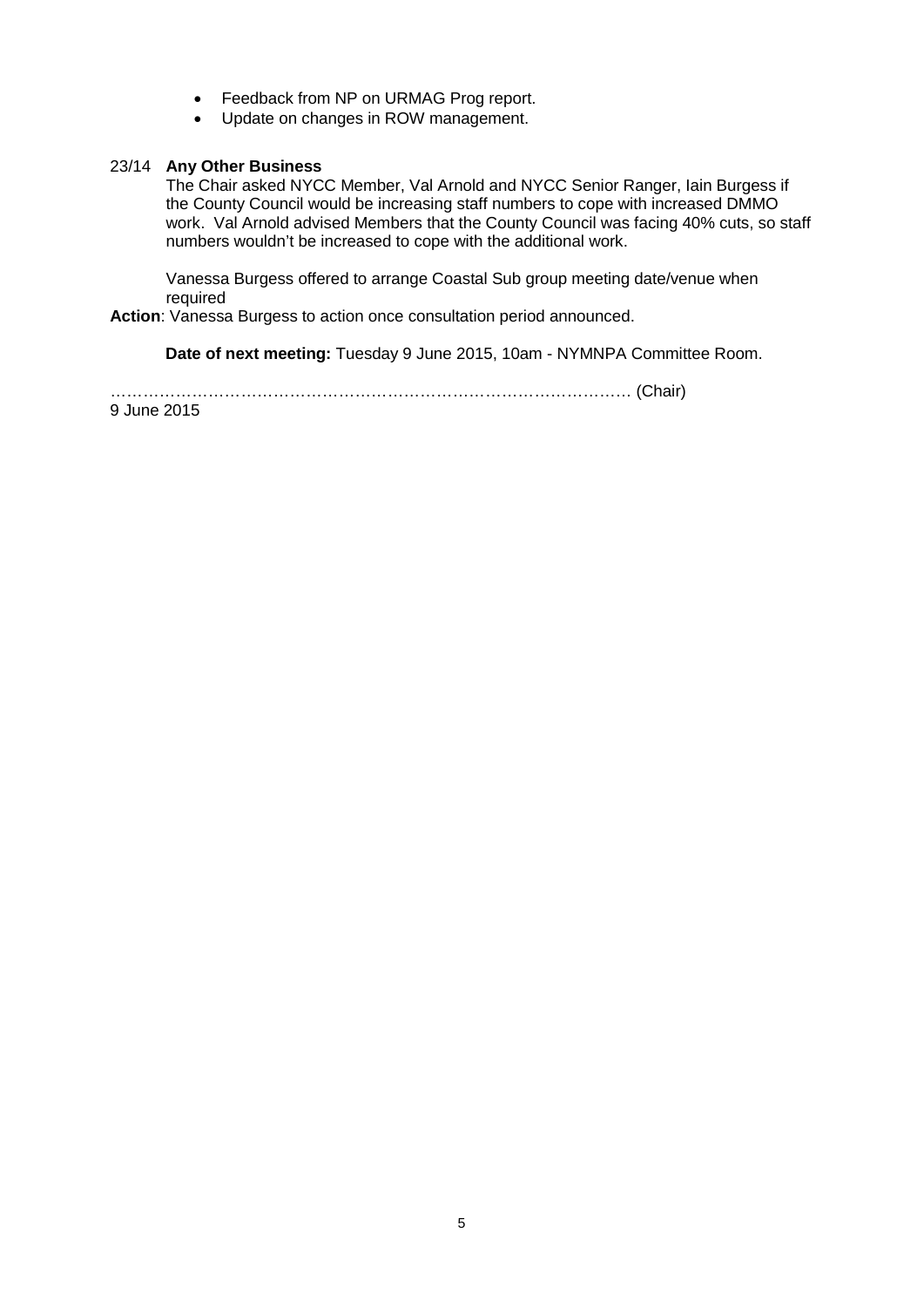- Feedback from NP on URMAG Prog report.
- Update on changes in ROW management.

23/14 **Any Other Business**

The Chair asked NYCC Member, Val Arnold and NYCC Senior Ranger, Iain Burgess if the County Council would be increasing staff numbers to cope with increased DMMO work. Val Arnold advised Members that the County Council was facing 40% cuts, so staff numbers wouldn't be increased to cope with the additional work.

Vanessa Burgess offered to arrange Coastal Sub group meeting date/venue when required

**Action**: Vanessa Burgess to action once consultation period announced.

**Date of next meeting:** Tuesday 9 June 2015, 10am - NYMNPA Committee Room.

………………………………………………………………………………… (Chair)
9 June 2015